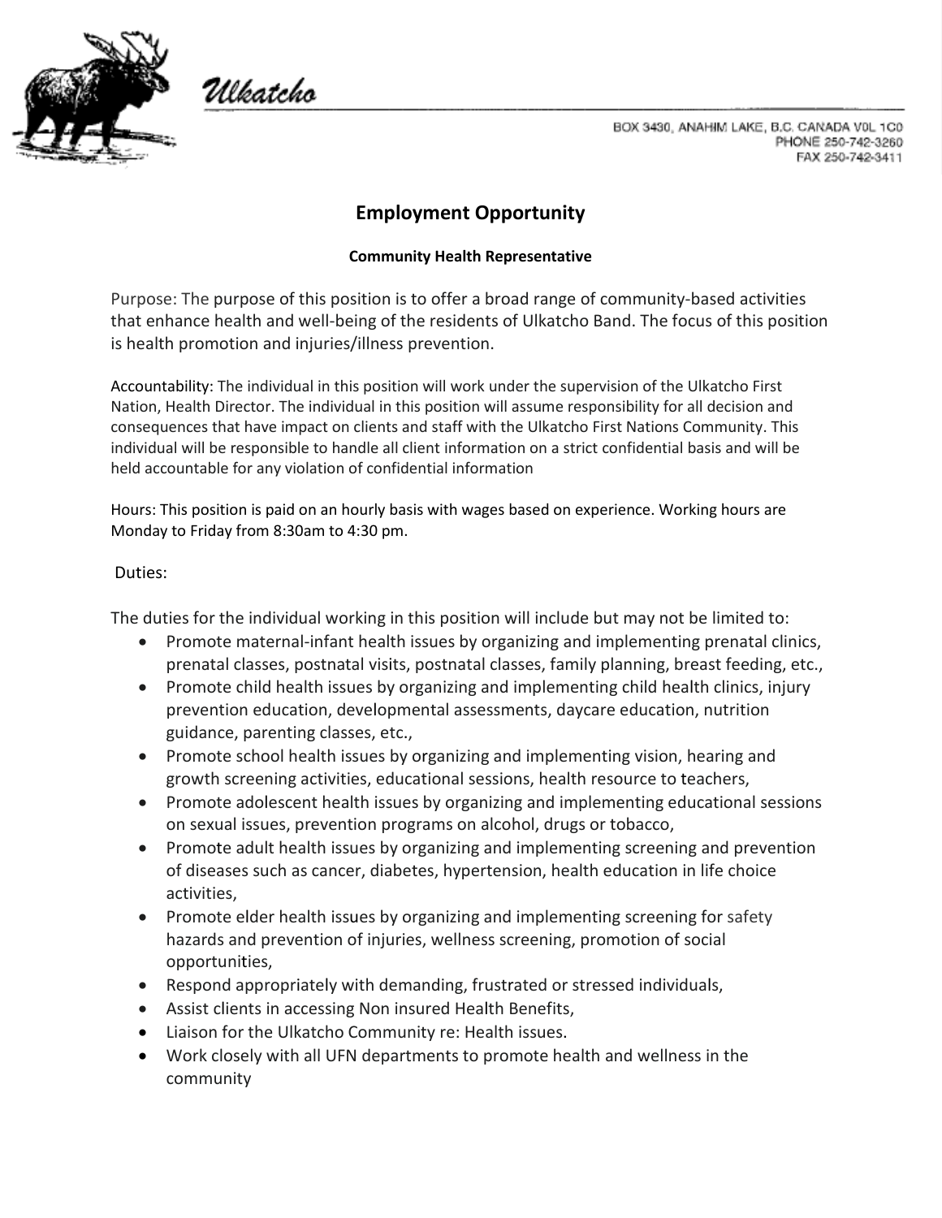Ulkatcho

BOX 3430, ANAHIM LAKE, B.C. CANADA V0L 1C0
PHONE 250-742-3260
FAX 250-742-3411

# Employment Opportunity

**Community Health Representative**

Purpose: The purpose of this position is to offer a broad range of community-based activities that enhance health and well-being of the residents of Ulkatcho Band. The focus of this position is health promotion and injuries/illness prevention.

Accountability: The individual in this position will work under the supervision of the Ulkatcho First Nation, Health Director. The individual in this position will assume responsibility for all decision and consequences that have impact on clients and staff with the Ulkatcho First Nations Community. This individual will be responsible to handle all client information on a strict confidential basis and will be held accountable for any violation of confidential information

Hours: This position is paid on an hourly basis with wages based on experience. Working hours are Monday to Friday from 8:30am to 4:30 pm.

Duties:

The duties for the individual working in this position will include but may not be limited to:

- Promote maternal-infant health issues by organizing and implementing prenatal clinics, prenatal classes, postnatal visits, postnatal classes, family planning, breast feeding, etc.,
- Promote child health issues by organizing and implementing child health clinics, injury prevention education, developmental assessments, daycare education, nutrition guidance, parenting classes, etc.,
- Promote school health issues by organizing and implementing vision, hearing and growth screening activities, educational sessions, health resource to teachers,
- Promote adolescent health issues by organizing and implementing educational sessions on sexual issues, prevention programs on alcohol, drugs or tobacco,
- Promote adult health issues by organizing and implementing screening and prevention of diseases such as cancer, diabetes, hypertension, health education in life choice activities,
- Promote elder health issues by organizing and implementing screening for safety hazards and prevention of injuries, wellness screening, promotion of social opportunities,
- Respond appropriately with demanding, frustrated or stressed individuals,
- Assist clients in accessing Non insured Health Benefits,
- Liaison for the Ulkatcho Community re: Health issues.
- Work closely with all UFN departments to promote health and wellness in the community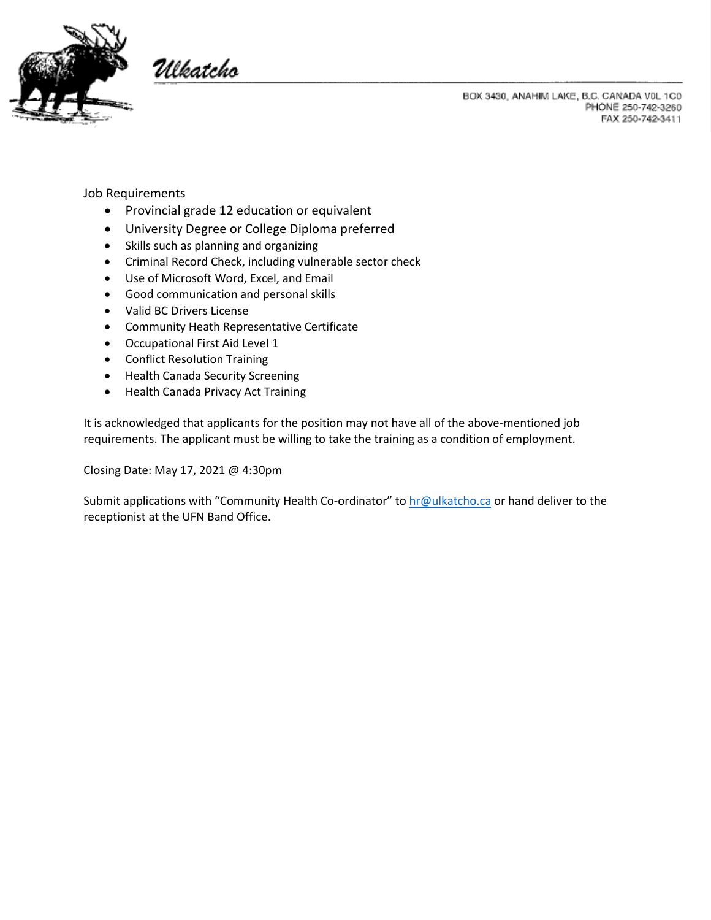Ulkatcho

BOX 3430, ANAHIM LAKE, B.C. CANADA V0L 1C0
PHONE 250-742-3260
FAX 250-742-3411

Job Requirements

- Provincial grade 12 education or equivalent
- University Degree or College Diploma preferred
- Skills such as planning and organizing
- Criminal Record Check, including vulnerable sector check
- Use of Microsoft Word, Excel, and Email
- Good communication and personal skills
- Valid BC Drivers License
- Community Heath Representative Certificate
- Occupational First Aid Level 1
- Conflict Resolution Training
- Health Canada Security Screening
- Health Canada Privacy Act Training

It is acknowledged that applicants for the position may not have all of the above-mentioned job requirements. The applicant must be willing to take the training as a condition of employment.

Closing Date: May 17, 2021 @ 4:30pm

Submit applications with "Community Health Co-ordinator" to hr@ulkatcho.ca or hand deliver to the receptionist at the UFN Band Office.